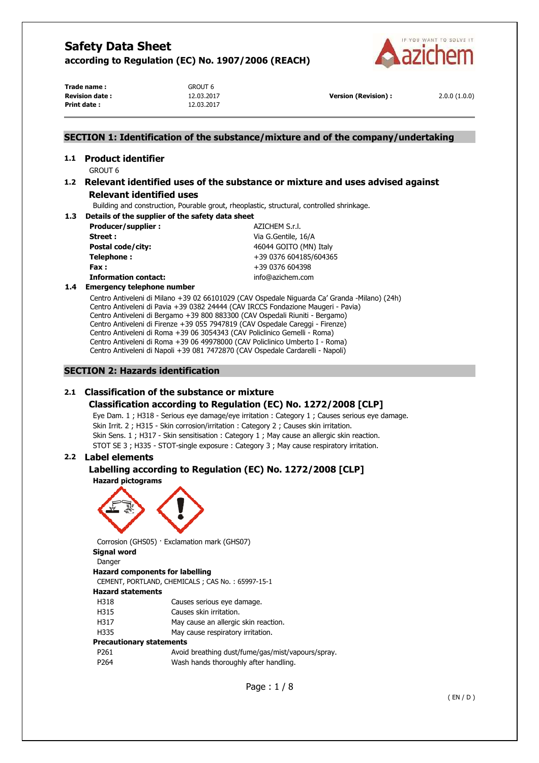# Safety Data Sheet

**according to Regulation (EC) No. 1907/2006 (REACH)**

| | | | |
|---|---|---|---|
| **Trade name :** | GROUT 6 | | |
| **Revision date :** | 12.03.2017 | **Version (Revision) :** | 2.0.0 (1.0.0) |
| **Print date :** | 12.03.2017 | | |

## SECTION 1: Identification of the substance/mixture and of the company/undertaking

### 1.1 Product identifier

GROUT 6

### 1.2 Relevant identified uses of the substance or mixture and uses advised against

**Relevant identified uses**

Building and construction, Pourable grout, rheoplastic, structural, controlled shrinkage.

### 1.3 Details of the supplier of the safety data sheet

| | |
|---|---|
| **Producer/supplier :** | AZICHEM S.r.l. |
| **Street :** | Via G.Gentile, 16/A |
| **Postal code/city:** | 46044 GOITO (MN) Italy |
| **Telephone :** | +39 0376 604185/604365 |
| **Fax :** | +39 0376 604398 |
| **Information contact:** | info@azichem.com |

### 1.4 Emergency telephone number

Centro Antiveleni di Milano +39 02 66101029 (CAV Ospedale Niguarda Ca' Granda -Milano) (24h)
Centro Antiveleni di Pavia +39 0382 24444 (CAV IRCCS Fondazione Maugeri - Pavia)
Centro Antiveleni di Bergamo +39 800 883300 (CAV Ospedali Riuniti - Bergamo)
Centro Antiveleni di Firenze +39 055 7947819 (CAV Ospedale Careggi - Firenze)
Centro Antiveleni di Roma +39 06 3054343 (CAV Policlinico Gemelli - Roma)
Centro Antiveleni di Roma +39 06 49978000 (CAV Policlinico Umberto I - Roma)
Centro Antiveleni di Napoli +39 081 7472870 (CAV Ospedale Cardarelli - Napoli)

## SECTION 2: Hazards identification

### 2.1 Classification of the substance or mixture

**Classification according to Regulation (EC) No. 1272/2008 [CLP]**

Eye Dam. 1 ; H318 - Serious eye damage/eye irritation : Category 1 ; Causes serious eye damage.
Skin Irrit. 2 ; H315 - Skin corrosion/irritation : Category 2 ; Causes skin irritation.
Skin Sens. 1 ; H317 - Skin sensitisation : Category 1 ; May cause an allergic skin reaction.
STOT SE 3 ; H335 - STOT-single exposure : Category 3 ; May cause respiratory irritation.

### 2.2 Label elements

**Labelling according to Regulation (EC) No. 1272/2008 [CLP]**

**Hazard pictograms**

Corrosion (GHS05) · Exclamation mark (GHS07)

**Signal word**

Danger

**Hazard components for labelling**

CEMENT, PORTLAND, CHEMICALS ; CAS No. : 65997-15-1

**Hazard statements**

| | |
|---|---|
| H318 | Causes serious eye damage. |
| H315 | Causes skin irritation. |
| H317 | May cause an allergic skin reaction. |
| H335 | May cause respiratory irritation. |

**Precautionary statements**

| | |
|---|---|
| P261 | Avoid breathing dust/fume/gas/mist/vapours/spray. |
| P264 | Wash hands thoroughly after handling. |

( EN / D )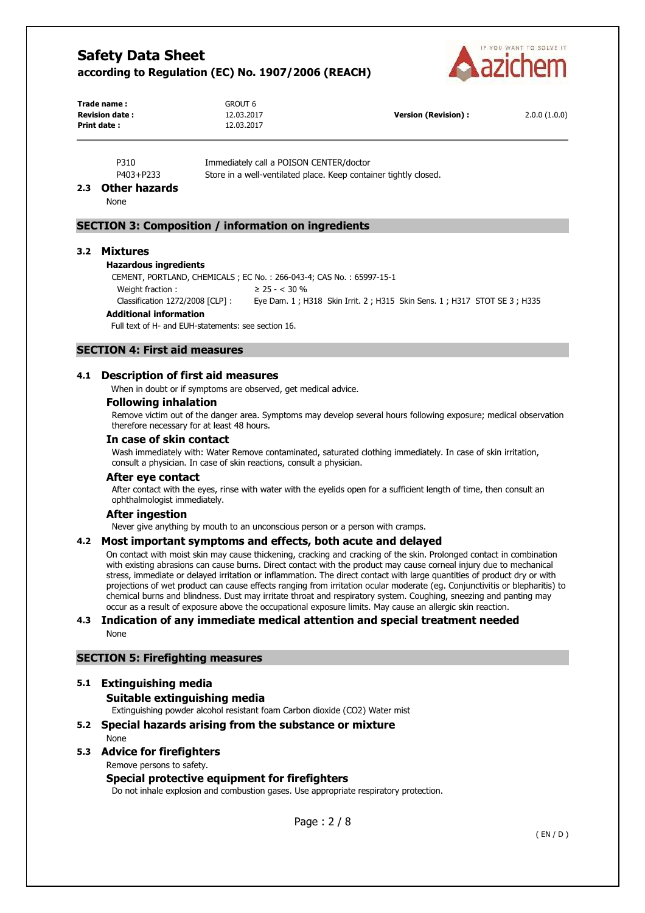| P310 | Immediately call a POISON CENTER/doctor |
|---|---|
| P403+P233 | Store in a well-ventilated place. Keep container tightly closed. |

### 2.3 Other hazards

None

## SECTION 3: Composition / information on ingredients

### 3.2 Mixtures

**Hazardous ingredients**

CEMENT, PORTLAND, CHEMICALS ; EC No. : 266-043-4; CAS No. : 65997-15-1

Weight fraction : ≥ 25 - < 30 %

Classification 1272/2008 [CLP] : Eye Dam. 1 ; H318 Skin Irrit. 2 ; H315 Skin Sens. 1 ; H317 STOT SE 3 ; H335

**Additional information**

Full text of H- and EUH-statements: see section 16.

## SECTION 4: First aid measures

### 4.1 Description of first aid measures

When in doubt or if symptoms are observed, get medical advice.

#### Following inhalation

Remove victim out of the danger area. Symptoms may develop several hours following exposure; medical observation therefore necessary for at least 48 hours.

#### In case of skin contact

Wash immediately with: Water Remove contaminated, saturated clothing immediately. In case of skin irritation, consult a physician. In case of skin reactions, consult a physician.

#### After eye contact

After contact with the eyes, rinse with water with the eyelids open for a sufficient length of time, then consult an ophthalmologist immediately.

#### After ingestion

Never give anything by mouth to an unconscious person or a person with cramps.

### 4.2 Most important symptoms and effects, both acute and delayed

On contact with moist skin may cause thickening, cracking and cracking of the skin. Prolonged contact in combination with existing abrasions can cause burns. Direct contact with the product may cause corneal injury due to mechanical stress, immediate or delayed irritation or inflammation. The direct contact with large quantities of product dry or with projections of wet product can cause effects ranging from irritation ocular moderate (eg. Conjunctivitis or blepharitis) to chemical burns and blindness. Dust may irritate throat and respiratory system. Coughing, sneezing and panting may occur as a result of exposure above the occupational exposure limits. May cause an allergic skin reaction.

### 4.3 Indication of any immediate medical attention and special treatment needed

None

## SECTION 5: Firefighting measures

### 5.1 Extinguishing media

#### Suitable extinguishing media

Extinguishing powder alcohol resistant foam Carbon dioxide ($CO_2$) Water mist

### 5.2 Special hazards arising from the substance or mixture

None

### 5.3 Advice for firefighters

Remove persons to safety.

#### Special protective equipment for firefighters

Do not inhale explosion and combustion gases. Use appropriate respiratory protection.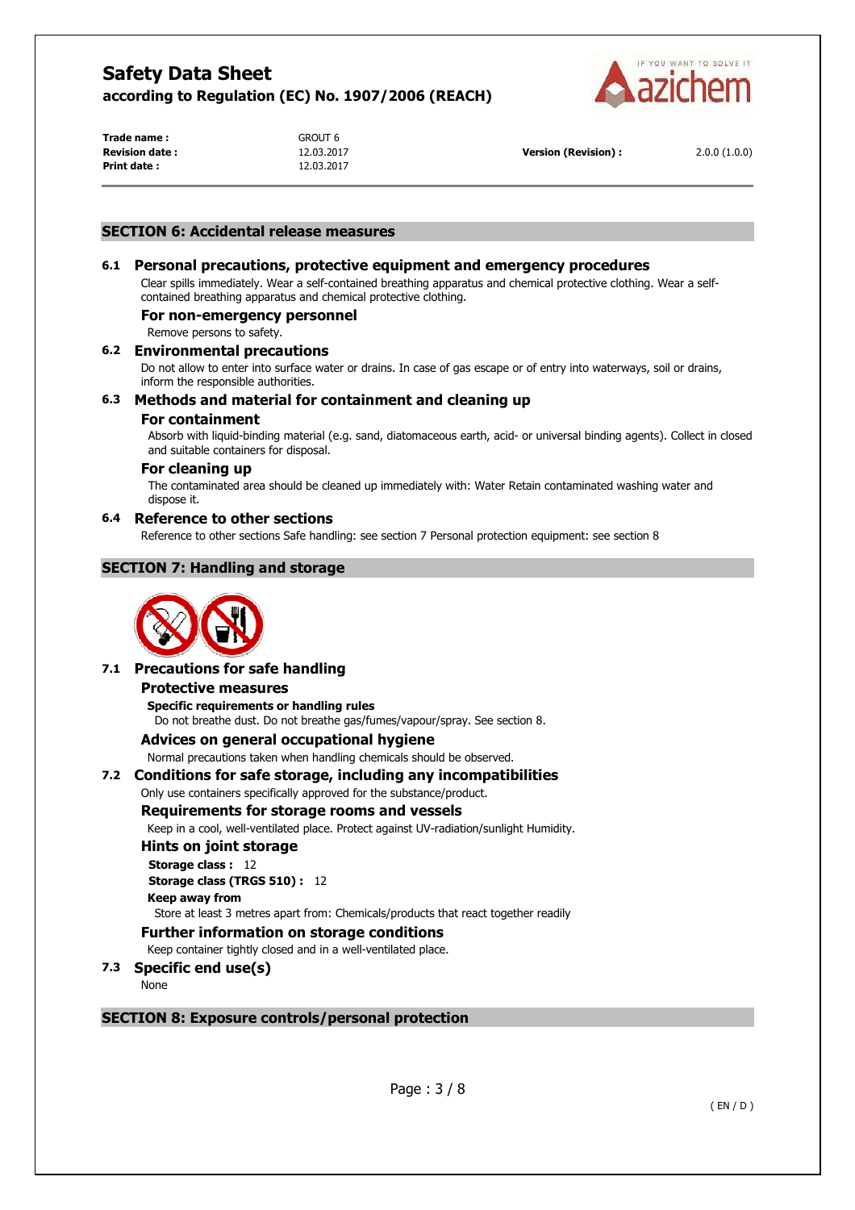## SECTION 6: Accidental release measures

### 6.1 Personal precautions, protective equipment and emergency procedures

Clear spills immediately. Wear a self-contained breathing apparatus and chemical protective clothing. Wear a self-contained breathing apparatus and chemical protective clothing.

#### For non-emergency personnel

Remove persons to safety.

### 6.2 Environmental precautions

Do not allow to enter into surface water or drains. In case of gas escape or of entry into waterways, soil or drains, inform the responsible authorities.

### 6.3 Methods and material for containment and cleaning up

#### For containment

Absorb with liquid-binding material (e.g. sand, diatomaceous earth, acid- or universal binding agents). Collect in closed and suitable containers for disposal.

#### For cleaning up

The contaminated area should be cleaned up immediately with: Water Retain contaminated washing water and dispose it.

### 6.4 Reference to other sections

Reference to other sections Safe handling: see section 7 Personal protection equipment: see section 8

## SECTION 7: Handling and storage

### 7.1 Precautions for safe handling

#### Protective measures

**Specific requirements or handling rules**

Do not breathe dust. Do not breathe gas/fumes/vapour/spray. See section 8.

#### Advices on general occupational hygiene

Normal precautions taken when handling chemicals should be observed.

### 7.2 Conditions for safe storage, including any incompatibilities

Only use containers specifically approved for the substance/product.

#### Requirements for storage rooms and vessels

Keep in a cool, well-ventilated place. Protect against UV-radiation/sunlight Humidity.

#### Hints on joint storage

**Storage class :** 12

**Storage class (TRGS 510) :** 12

**Keep away from**

Store at least 3 metres apart from: Chemicals/products that react together readily

#### Further information on storage conditions

Keep container tightly closed and in a well-ventilated place.

### 7.3 Specific end use(s)

None

## SECTION 8: Exposure controls/personal protection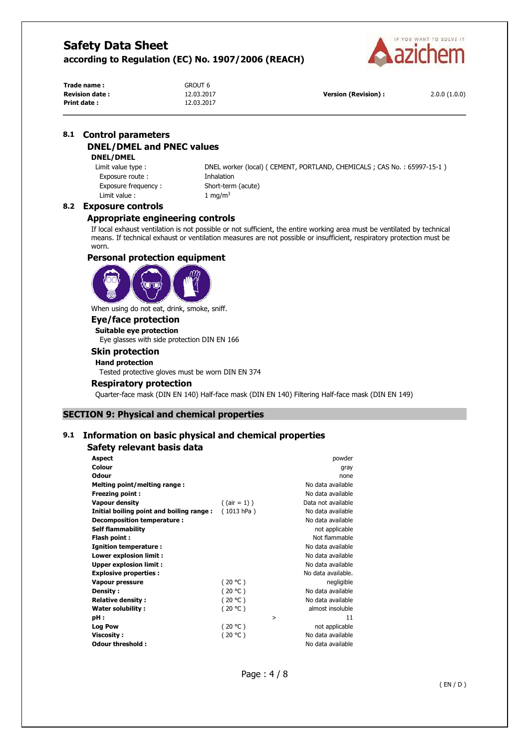## 8.1 Control parameters

### DNEL/DMEL and PNEC values

**DNEL/DMEL**

| | |
|---|---|
| Limit value type : | DNEL worker (local) ( CEMENT, PORTLAND, CHEMICALS ; CAS No. : 65997-15-1 ) |
| Exposure route : | Inhalation |
| Exposure frequency : | Short-term (acute) |
| Limit value : | 1 mg/m$^3$ |

## 8.2 Exposure controls

### Appropriate engineering controls

If local exhaust ventilation is not possible or not sufficient, the entire working area must be ventilated by technical means. If technical exhaust or ventilation measures are not possible or insufficient, respiratory protection must be worn.

### Personal protection equipment

When using do not eat, drink, smoke, sniff.

### Eye/face protection

**Suitable eye protection**

Eye glasses with side protection DIN EN 166

### Skin protection

**Hand protection**

Tested protective gloves must be worn DIN EN 374

### Respiratory protection

Quarter-face mask (DIN EN 140) Half-face mask (DIN EN 140) Filtering Half-face mask (DIN EN 149)

# SECTION 9: Physical and chemical properties

## 9.1 Information on basic physical and chemical properties

### Safety relevant basis data

| Property | Condition | | Value |
|---|---|---|---|
| **Aspect** | | | powder |
| **Colour** | | | gray |
| **Odour** | | | none |
| **Melting point/melting range :** | | | No data available |
| **Freezing point :** | | | No data available |
| **Vapour density** | ( (air = 1) ) | | Data not available |
| **Initial boiling point and boiling range :** | ( 1013 hPa ) | | No data available |
| **Decomposition temperature :** | | | No data available |
| **Self flammability** | | | not applicable |
| **Flash point :** | | | Not flammable |
| **Ignition temperature :** | | | No data available |
| **Lower explosion limit :** | | | No data available |
| **Upper explosion limit :** | | | No data available |
| **Explosive properties :** | | | No data available. |
| **Vapour pressure** | ( 20 °C ) | | negligible |
| **Density :** | ( 20 °C ) | | No data available |
| **Relative density :** | ( 20 °C ) | | No data available |
| **Water solubility :** | ( 20 °C ) | | almost insoluble |
| **pH :** | | > | 11 |
| **Log Pow** | ( 20 °C ) | | not applicable |
| **Viscosity :** | ( 20 °C ) | | No data available |
| **Odour threshold :** | | | No data available |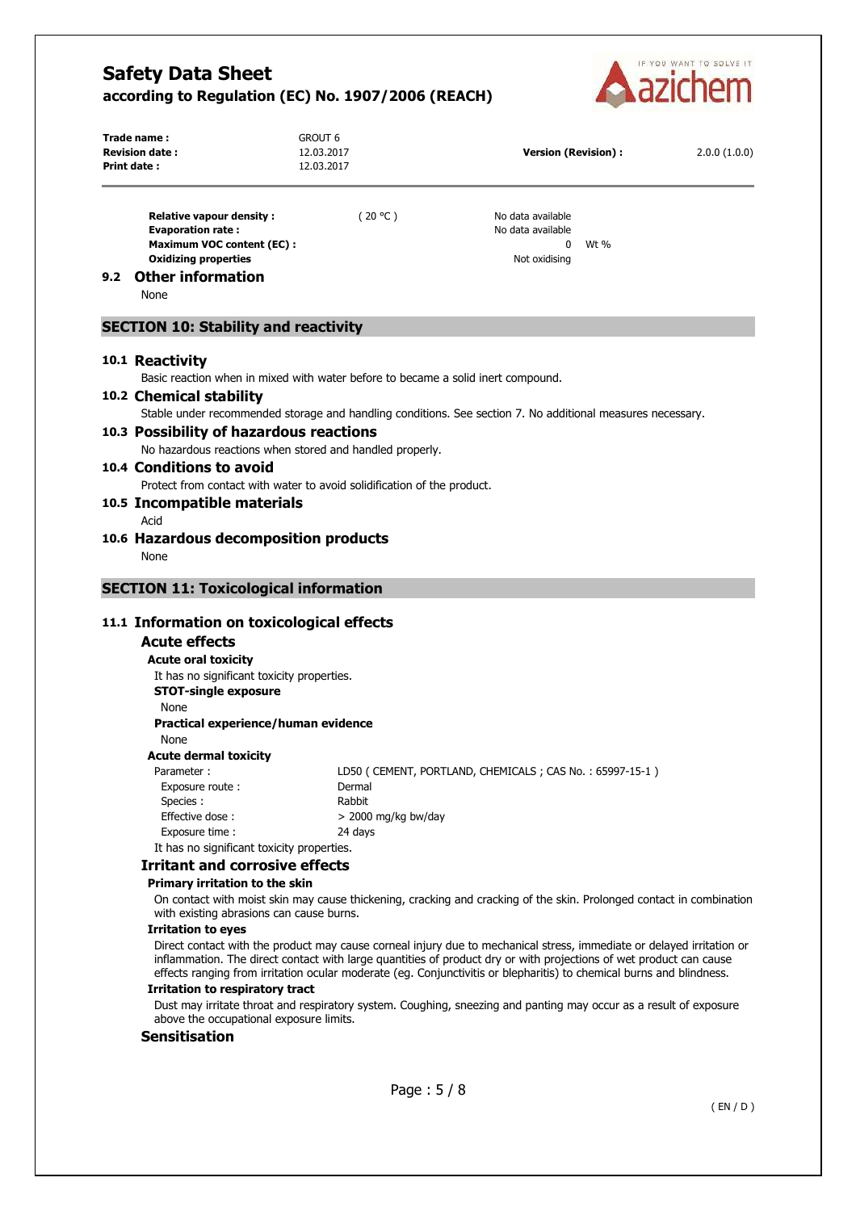| | | |
|---|---|---|
| **Relative vapour density :** | ( 20 °C ) | No data available |
| **Evaporation rate :** | | No data available |
| **Maximum VOC content (EC) :** | | 0 Wt % |
| **Oxidizing properties** | | Not oxidising |

### 9.2 Other information

None

## SECTION 10: Stability and reactivity

### 10.1 Reactivity

Basic reaction when in mixed with water before to became a solid inert compound.

### 10.2 Chemical stability

Stable under recommended storage and handling conditions. See section 7. No additional measures necessary.

### 10.3 Possibility of hazardous reactions

No hazardous reactions when stored and handled properly.

### 10.4 Conditions to avoid

Protect from contact with water to avoid solidification of the product.

### 10.5 Incompatible materials

Acid

### 10.6 Hazardous decomposition products

None

## SECTION 11: Toxicological information

### 11.1 Information on toxicological effects

#### Acute effects

**Acute oral toxicity**

It has no significant toxicity properties.

**STOT-single exposure**

None

**Practical experience/human evidence**

None

**Acute dermal toxicity**

| | |
|---|---|
| Parameter : | LD50 ( CEMENT, PORTLAND, CHEMICALS ; CAS No. : 65997-15-1 ) |
| Exposure route : | Dermal |
| Species : | Rabbit |
| Effective dose : | > 2000 mg/kg bw/day |
| Exposure time : | 24 days |

It has no significant toxicity properties.

#### Irritant and corrosive effects

**Primary irritation to the skin**

On contact with moist skin may cause thickening, cracking and cracking of the skin. Prolonged contact in combination with existing abrasions can cause burns.

**Irritation to eyes**

Direct contact with the product may cause corneal injury due to mechanical stress, immediate or delayed irritation or inflammation. The direct contact with large quantities of product dry or with projections of wet product can cause effects ranging from irritation ocular moderate (eg. Conjunctivitis or blepharitis) to chemical burns and blindness.

**Irritation to respiratory tract**

Dust may irritate throat and respiratory system. Coughing, sneezing and panting may occur as a result of exposure above the occupational exposure limits.

#### Sensitisation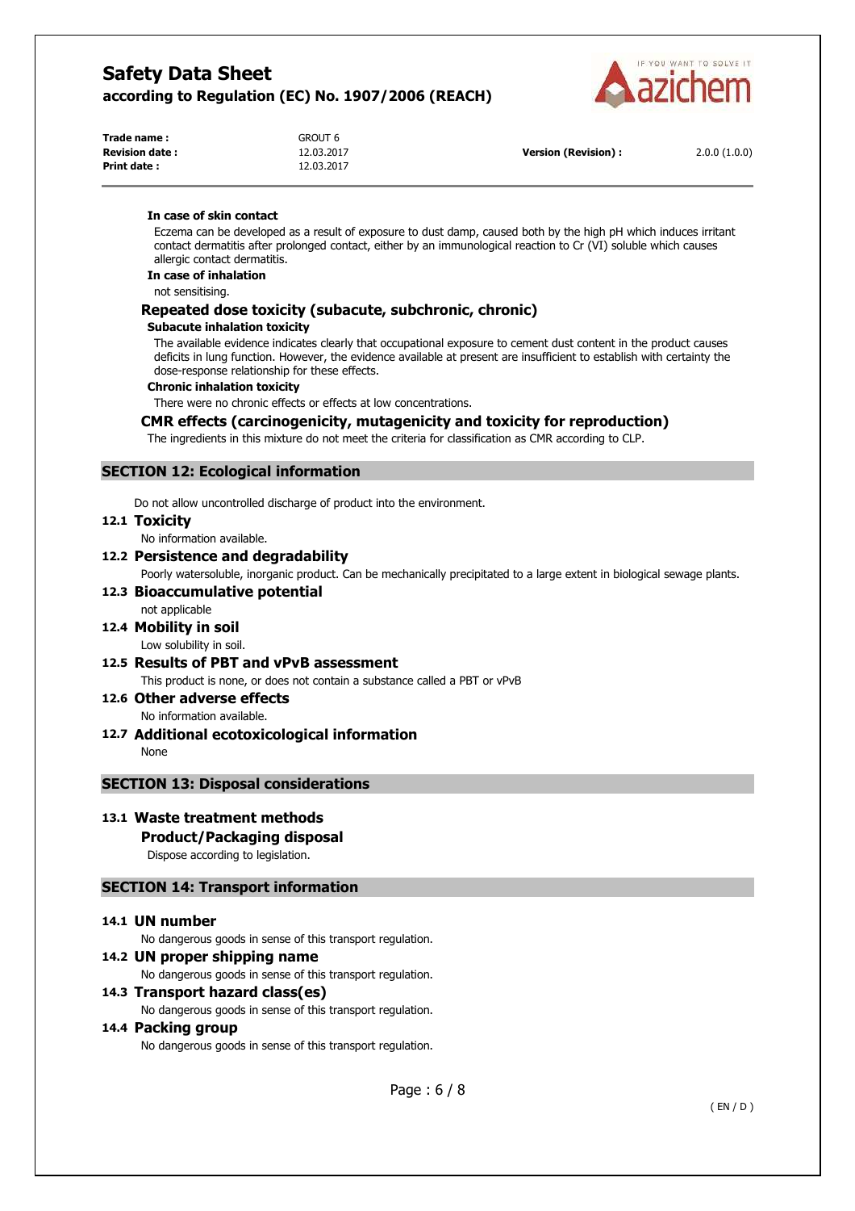**In case of skin contact**

Eczema can be developed as a result of exposure to dust damp, caused both by the high pH which induces irritant contact dermatitis after prolonged contact, either by an immunological reaction to Cr (VI) soluble which causes allergic contact dermatitis.

**In case of inhalation**

not sensitising.

### Repeated dose toxicity (subacute, subchronic, chronic)

**Subacute inhalation toxicity**

The available evidence indicates clearly that occupational exposure to cement dust content in the product causes deficits in lung function. However, the evidence available at present are insufficient to establish with certainty the dose-response relationship for these effects.

**Chronic inhalation toxicity**

There were no chronic effects or effects at low concentrations.

### CMR effects (carcinogenicity, mutagenicity and toxicity for reproduction)

The ingredients in this mixture do not meet the criteria for classification as CMR according to CLP.

## SECTION 12: Ecological information

Do not allow uncontrolled discharge of product into the environment.

### 12.1 Toxicity

No information available.

### 12.2 Persistence and degradability

Poorly watersoluble, inorganic product. Can be mechanically precipitated to a large extent in biological sewage plants.

### 12.3 Bioaccumulative potential

not applicable

### 12.4 Mobility in soil

Low solubility in soil.

### 12.5 Results of PBT and vPvB assessment

This product is none, or does not contain a substance called a PBT or vPvB

### 12.6 Other adverse effects

No information available.

### 12.7 Additional ecotoxicological information

None

## SECTION 13: Disposal considerations

### 13.1 Waste treatment methods

#### Product/Packaging disposal

Dispose according to legislation.

## SECTION 14: Transport information

### 14.1 UN number

No dangerous goods in sense of this transport regulation.

### 14.2 UN proper shipping name

No dangerous goods in sense of this transport regulation.

### 14.3 Transport hazard class(es)

No dangerous goods in sense of this transport regulation.

### 14.4 Packing group

No dangerous goods in sense of this transport regulation.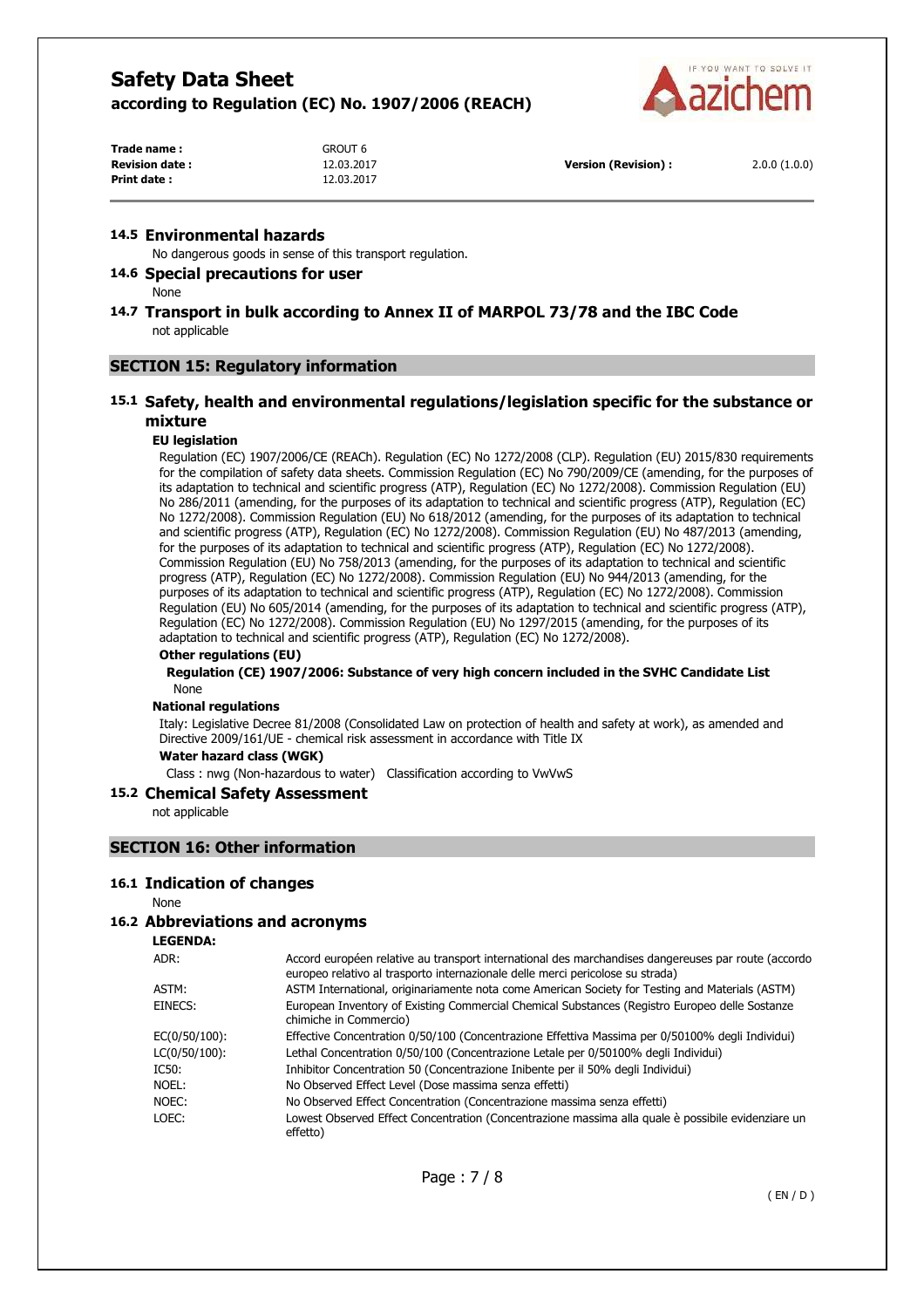### 14.5 Environmental hazards

No dangerous goods in sense of this transport regulation.

### 14.6 Special precautions for user

None

### 14.7 Transport in bulk according to Annex II of MARPOL 73/78 and the IBC Code

not applicable

## SECTION 15: Regulatory information

### 15.1 Safety, health and environmental regulations/legislation specific for the substance or mixture

**EU legislation**

Regulation (EC) 1907/2006/CE (REACh). Regulation (EC) No 1272/2008 (CLP). Regulation (EU) 2015/830 requirements for the compilation of safety data sheets. Commission Regulation (EC) No 790/2009/CE (amending, for the purposes of its adaptation to technical and scientific progress (ATP), Regulation (EC) No 1272/2008). Commission Regulation (EU) No 286/2011 (amending, for the purposes of its adaptation to technical and scientific progress (ATP), Regulation (EC) No 1272/2008). Commission Regulation (EU) No 618/2012 (amending, for the purposes of its adaptation to technical and scientific progress (ATP), Regulation (EC) No 1272/2008). Commission Regulation (EU) No 487/2013 (amending, for the purposes of its adaptation to technical and scientific progress (ATP), Regulation (EC) No 1272/2008). Commission Regulation (EU) No 758/2013 (amending, for the purposes of its adaptation to technical and scientific progress (ATP), Regulation (EC) No 1272/2008). Commission Regulation (EU) No 944/2013 (amending, for the purposes of its adaptation to technical and scientific progress (ATP), Regulation (EC) No 1272/2008). Commission Regulation (EU) No 605/2014 (amending, for the purposes of its adaptation to technical and scientific progress (ATP), Regulation (EC) No 1272/2008). Commission Regulation (EU) No 1297/2015 (amending, for the purposes of its adaptation to technical and scientific progress (ATP), Regulation (EC) No 1272/2008).

**Other regulations (EU)**

**Regulation (CE) 1907/2006: Substance of very high concern included in the SVHC Candidate List**

None

**National regulations**

Italy: Legislative Decree 81/2008 (Consolidated Law on protection of health and safety at work), as amended and Directive 2009/161/UE - chemical risk assessment in accordance with Title IX

**Water hazard class (WGK)**

Class : nwg (Non-hazardous to water) Classification according to VwVwS

### 15.2 Chemical Safety Assessment

not applicable

## SECTION 16: Other information

### 16.1 Indication of changes

None

### 16.2 Abbreviations and acronyms

**LEGENDA:**

| | |
|---|---|
| ADR: | Accord européen relative au transport international des marchandises dangereuses par route (accordo europeo relativo al trasporto internazionale delle merci pericolose su strada) |
| ASTM: | ASTM International, originariamente nota come American Society for Testing and Materials (ASTM) |
| EINECS: | European Inventory of Existing Commercial Chemical Substances (Registro Europeo delle Sostanze chimiche in Commercio) |
| EC(0/50/100): | Effective Concentration 0/50/100 (Concentrazione Effettiva Massima per 0/50100% degli Individui) |
| LC(0/50/100): | Lethal Concentration 0/50/100 (Concentrazione Letale per 0/50100% degli Individui) |
| IC50: | Inhibitor Concentration 50 (Concentrazione Inibente per il 50% degli Individui) |
| NOEL: | No Observed Effect Level (Dose massima senza effetti) |
| NOEC: | No Observed Effect Concentration (Concentrazione massima senza effetti) |
| LOEC: | Lowest Observed Effect Concentration (Concentrazione massima alla quale è possibile evidenziare un effetto) |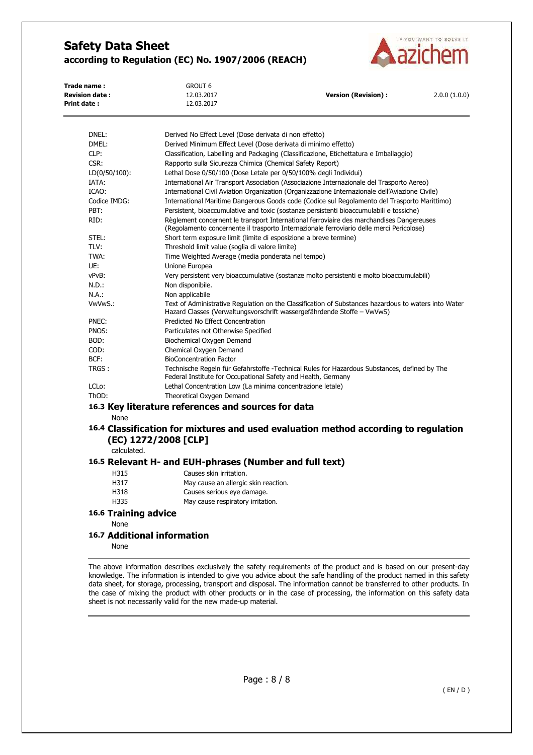| | |
|---|---|
| DNEL: | Derived No Effect Level (Dose derivata di non effetto) |
| DMEL: | Derived Minimum Effect Level (Dose derivata di minimo effetto) |
| CLP: | Classification, Labelling and Packaging (Classificazione, Etichettatura e Imballaggio) |
| CSR: | Rapporto sulla Sicurezza Chimica (Chemical Safety Report) |
| LD(0/50/100): | Lethal Dose 0/50/100 (Dose Letale per 0/50/100% degli Individui) |
| IATA: | International Air Transport Association (Associazione Internazionale del Trasporto Aereo) |
| ICAO: | International Civil Aviation Organization (Organizzazione Internazionale dell'Aviazione Civile) |
| Codice IMDG: | International Maritime Dangerous Goods code (Codice sul Regolamento del Trasporto Marittimo) |
| PBT: | Persistent, bioaccumulative and toxic (sostanze persistenti bioaccumulabili e tossiche) |
| RID: | Règlement concernent le transport International ferroviaire des marchandises Dangereuses (Regolamento concernente il trasporto Internazionale ferroviario delle merci Pericolose) |
| STEL: | Short term exposure limit (limite di esposizione a breve termine) |
| TLV: | Threshold limit value (soglia di valore limite) |
| TWA: | Time Weighted Average (media ponderata nel tempo) |
| UE: | Unione Europea |
| vPvB: | Very persistent very bioaccumulative (sostanze molto persistenti e molto bioaccumulabili) |
| N.D.: | Non disponibile. |
| N.A.: | Non applicabile |
| VwVwS.: | Text of Administrative Regulation on the Classification of Substances hazardous to waters into Water Hazard Classes (Verwaltungsvorschrift wassergefährdende Stoffe – VwVwS) |
| PNEC: | Predicted No Effect Concentration |
| PNOS: | Particulates not Otherwise Specified |
| BOD: | Biochemical Oxygen Demand |
| COD: | Chemical Oxygen Demand |
| BCF: | BioConcentration Factor |
| TRGS : | Technische Regeln für Gefahrstoffe -Technical Rules for Hazardous Substances, defined by The Federal Institute for Occupational Safety and Health, Germany |
| LCLo: | Lethal Concentration Low (La minima concentrazione letale) |
| ThOD: | Theoretical Oxygen Demand |

### 16.3 Key literature references and sources for data

None

### 16.4 Classification for mixtures and used evaluation method according to regulation (EC) 1272/2008 [CLP]

calculated.

### 16.5 Relevant H- and EUH-phrases (Number and full text)

| | |
|---|---|
| H315 | Causes skin irritation. |
| H317 | May cause an allergic skin reaction. |
| H318 | Causes serious eye damage. |
| H335 | May cause respiratory irritation. |

### 16.6 Training advice

None

### 16.7 Additional information

None

The above information describes exclusively the safety requirements of the product and is based on our present-day knowledge. The information is intended to give you advice about the safe handling of the product named in this safety data sheet, for storage, processing, transport and disposal. The information cannot be transferred to other products. In the case of mixing the product with other products or in the case of processing, the information on this safety data sheet is not necessarily valid for the new made-up material.